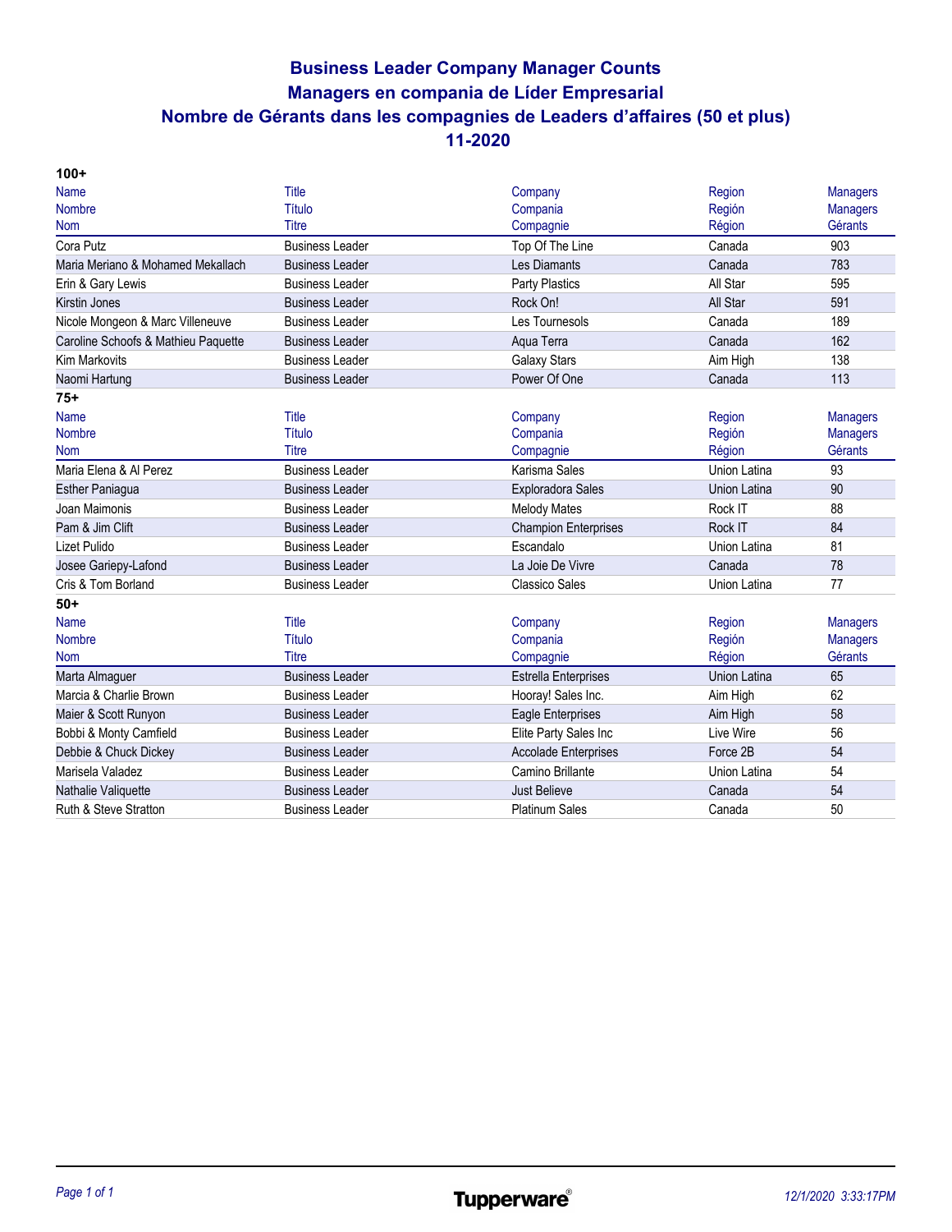# Business Leader Company Manager Counts
# Managers en compania de Líder Empresarial
# Nombre de Gérants dans les compagnies de Leaders d'affaires (50 et plus)
# 11-2020

**100+**

| Name<br>Nombre<br>Nom | Title<br>Título<br>Titre | Company<br>Compania<br>Compagnie | Region<br>Región<br>Région | Managers<br>Managers<br>Gérants |
|---|---|---|---|---|
| Cora Putz | Business Leader | Top Of The Line | Canada | 903 |
| Maria Meriano & Mohamed Mekallach | Business Leader | Les Diamants | Canada | 783 |
| Erin & Gary Lewis | Business Leader | Party Plastics | All Star | 595 |
| Kirstin Jones | Business Leader | Rock On! | All Star | 591 |
| Nicole Mongeon & Marc Villeneuve | Business Leader | Les Tournesols | Canada | 189 |
| Caroline Schoofs & Mathieu Paquette | Business Leader | Aqua Terra | Canada | 162 |
| Kim Markovits | Business Leader | Galaxy Stars | Aim High | 138 |
| Naomi Hartung | Business Leader | Power Of One | Canada | 113 |

**75+**

| Name<br>Nombre<br>Nom | Title<br>Título<br>Titre | Company<br>Compania<br>Compagnie | Region<br>Región<br>Région | Managers<br>Managers<br>Gérants |
|---|---|---|---|---|
| Maria Elena & Al Perez | Business Leader | Karisma Sales | Union Latina | 93 |
| Esther Paniagua | Business Leader | Exploradora Sales | Union Latina | 90 |
| Joan Maimonis | Business Leader | Melody Mates | Rock IT | 88 |
| Pam & Jim Clift | Business Leader | Champion Enterprises | Rock IT | 84 |
| Lizet Pulido | Business Leader | Escandalo | Union Latina | 81 |
| Josee Gariepy-Lafond | Business Leader | La Joie De Vivre | Canada | 78 |
| Cris & Tom Borland | Business Leader | Classico Sales | Union Latina | 77 |

**50+**

| Name<br>Nombre<br>Nom | Title<br>Título<br>Titre | Company<br>Compania<br>Compagnie | Region<br>Región<br>Région | Managers<br>Managers<br>Gérants |
|---|---|---|---|---|
| Marta Almaguer | Business Leader | Estrella Enterprises | Union Latina | 65 |
| Marcia & Charlie Brown | Business Leader | Hooray! Sales Inc. | Aim High | 62 |
| Maier & Scott Runyon | Business Leader | Eagle Enterprises | Aim High | 58 |
| Bobbi & Monty Camfield | Business Leader | Elite Party Sales Inc | Live Wire | 56 |
| Debbie & Chuck Dickey | Business Leader | Accolade Enterprises | Force 2B | 54 |
| Marisela Valadez | Business Leader | Camino Brillante | Union Latina | 54 |
| Nathalie Valiquette | Business Leader | Just Believe | Canada | 54 |
| Ruth & Steve Stratton | Business Leader | Platinum Sales | Canada | 50 |

Tupperware®

*12/1/2020 3:33:17PM*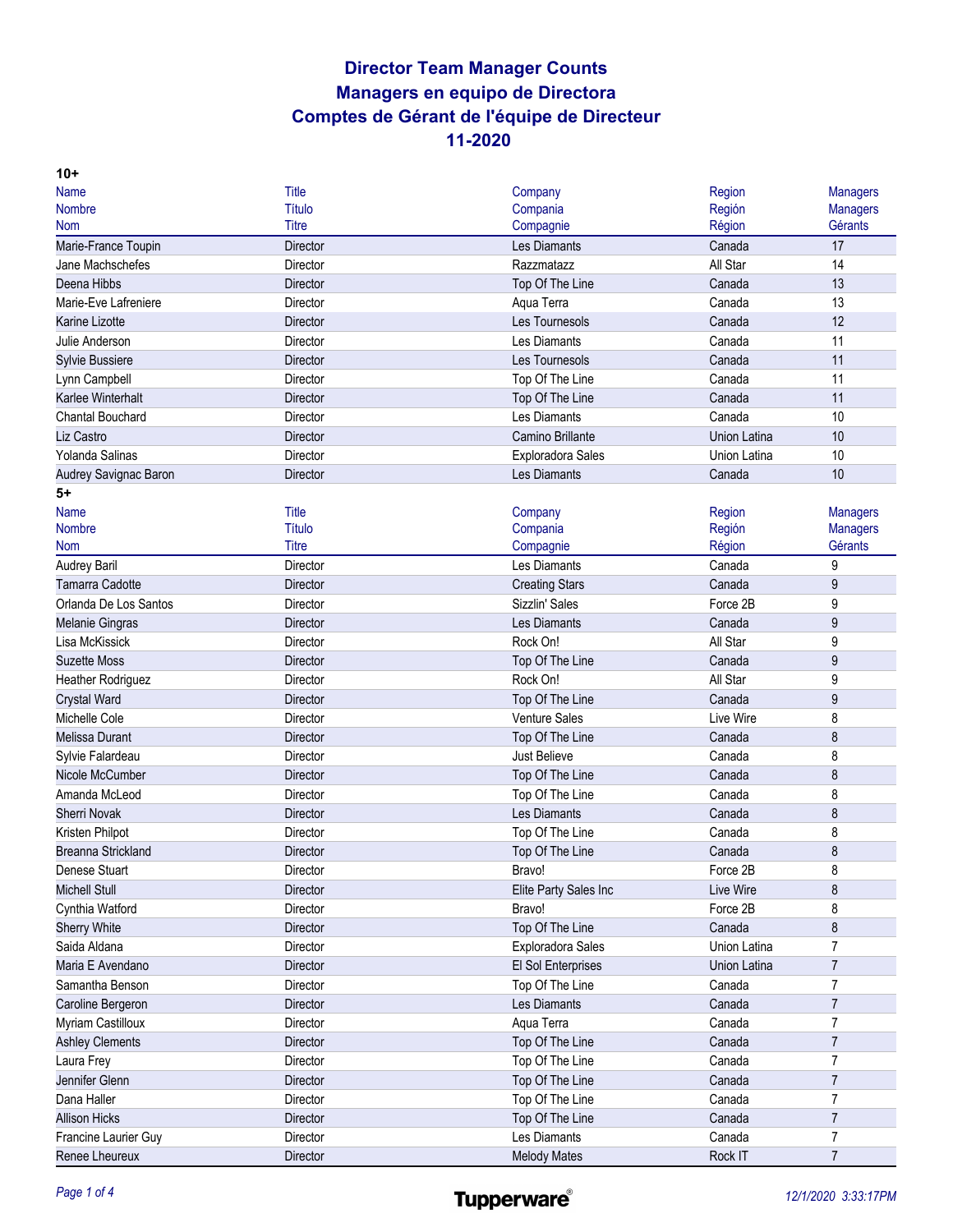# Director Team Manager Counts
# Managers en equipo de Directora
# Comptes de Gérant de l'équipe de Directeur
# 11-2020

**10+**

| Name<br>Nombre<br>Nom | Title<br>Título<br>Titre | Company<br>Compania<br>Compagnie | Region<br>Región<br>Région | Managers<br>Managers<br>Gérants |
|---|---|---|---|---|
| Marie-France Toupin | Director | Les Diamants | Canada | 17 |
| Jane Machschefes | Director | Razzmatazz | All Star | 14 |
| Deena Hibbs | Director | Top Of The Line | Canada | 13 |
| Marie-Eve Lafreniere | Director | Aqua Terra | Canada | 13 |
| Karine Lizotte | Director | Les Tournesols | Canada | 12 |
| Julie Anderson | Director | Les Diamants | Canada | 11 |
| Sylvie Bussiere | Director | Les Tournesols | Canada | 11 |
| Lynn Campbell | Director | Top Of The Line | Canada | 11 |
| Karlee Winterhalt | Director | Top Of The Line | Canada | 11 |
| Chantal Bouchard | Director | Les Diamants | Canada | 10 |
| Liz Castro | Director | Camino Brillante | Union Latina | 10 |
| Yolanda Salinas | Director | Exploradora Sales | Union Latina | 10 |
| Audrey Savignac Baron | Director | Les Diamants | Canada | 10 |

**5+**

| Name<br>Nombre<br>Nom | Title<br>Título<br>Titre | Company<br>Compania<br>Compagnie | Region<br>Región<br>Région | Managers<br>Managers<br>Gérants |
|---|---|---|---|---|
| Audrey Baril | Director | Les Diamants | Canada | 9 |
| Tamarra Cadotte | Director | Creating Stars | Canada | 9 |
| Orlanda De Los Santos | Director | Sizzlin' Sales | Force 2B | 9 |
| Melanie Gingras | Director | Les Diamants | Canada | 9 |
| Lisa McKissick | Director | Rock On! | All Star | 9 |
| Suzette Moss | Director | Top Of The Line | Canada | 9 |
| Heather Rodriguez | Director | Rock On! | All Star | 9 |
| Crystal Ward | Director | Top Of The Line | Canada | 9 |
| Michelle Cole | Director | Venture Sales | Live Wire | 8 |
| Melissa Durant | Director | Top Of The Line | Canada | 8 |
| Sylvie Falardeau | Director | Just Believe | Canada | 8 |
| Nicole McCumber | Director | Top Of The Line | Canada | 8 |
| Amanda McLeod | Director | Top Of The Line | Canada | 8 |
| Sherri Novak | Director | Les Diamants | Canada | 8 |
| Kristen Philpot | Director | Top Of The Line | Canada | 8 |
| Breanna Strickland | Director | Top Of The Line | Canada | 8 |
| Denese Stuart | Director | Bravo! | Force 2B | 8 |
| Michell Stull | Director | Elite Party Sales Inc | Live Wire | 8 |
| Cynthia Watford | Director | Bravo! | Force 2B | 8 |
| Sherry White | Director | Top Of The Line | Canada | 8 |
| Saida Aldana | Director | Exploradora Sales | Union Latina | 7 |
| Maria E Avendano | Director | El Sol Enterprises | Union Latina | 7 |
| Samantha Benson | Director | Top Of The Line | Canada | 7 |
| Caroline Bergeron | Director | Les Diamants | Canada | 7 |
| Myriam Castilloux | Director | Aqua Terra | Canada | 7 |
| Ashley Clements | Director | Top Of The Line | Canada | 7 |
| Laura Frey | Director | Top Of The Line | Canada | 7 |
| Jennifer Glenn | Director | Top Of The Line | Canada | 7 |
| Dana Haller | Director | Top Of The Line | Canada | 7 |
| Allison Hicks | Director | Top Of The Line | Canada | 7 |
| Francine Laurier Guy | Director | Les Diamants | Canada | 7 |
| Renee Lheureux | Director | Melody Mates | Rock IT | 7 |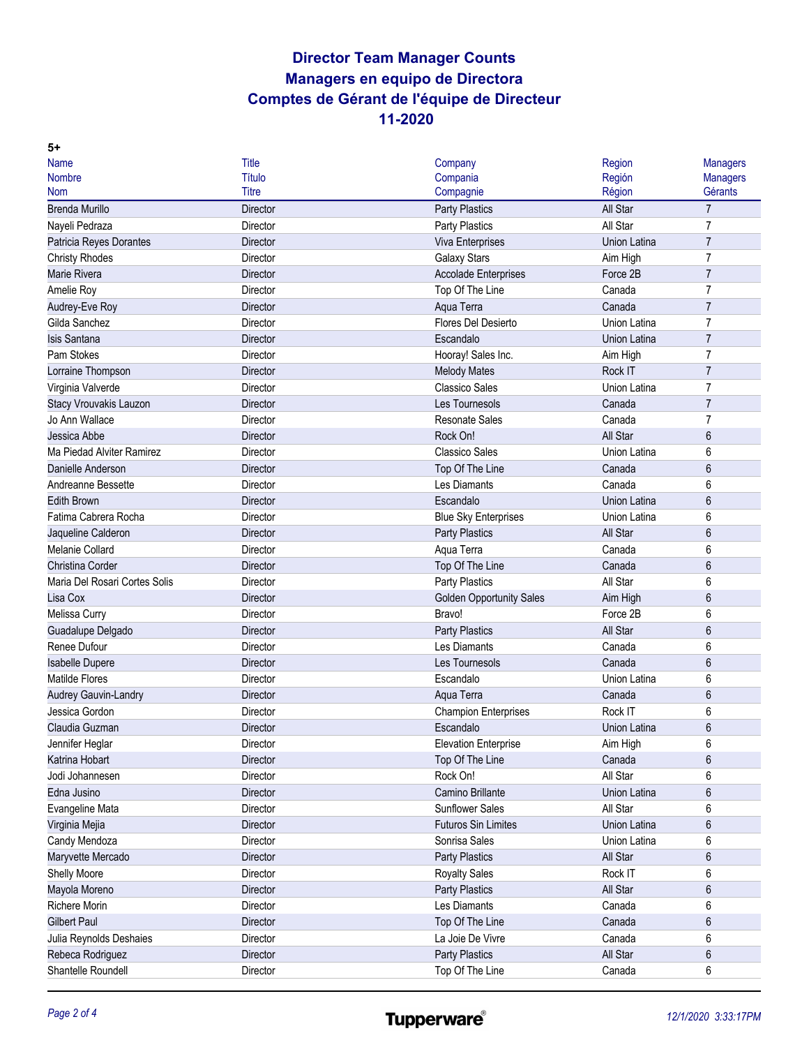# Director Team Manager Counts
# Managers en equipo de Directora
# Comptes de Gérant de l'équipe de Directeur
# 11-2020

**5+**

| Name<br>Nombre<br>Nom | Title<br>Título<br>Titre | Company<br>Compania<br>Compagnie | Region<br>Región<br>Région | Managers<br>Managers<br>Gérants |
|---|---|---|---|---|
| Brenda Murillo | Director | Party Plastics | All Star | 7 |
| Nayeli Pedraza | Director | Party Plastics | All Star | 7 |
| Patricia Reyes Dorantes | Director | Viva Enterprises | Union Latina | 7 |
| Christy Rhodes | Director | Galaxy Stars | Aim High | 7 |
| Marie Rivera | Director | Accolade Enterprises | Force 2B | 7 |
| Amelie Roy | Director | Top Of The Line | Canada | 7 |
| Audrey-Eve Roy | Director | Aqua Terra | Canada | 7 |
| Gilda Sanchez | Director | Flores Del Desierto | Union Latina | 7 |
| Isis Santana | Director | Escandalo | Union Latina | 7 |
| Pam Stokes | Director | Hooray! Sales Inc. | Aim High | 7 |
| Lorraine Thompson | Director | Melody Mates | Rock IT | 7 |
| Virginia Valverde | Director | Classico Sales | Union Latina | 7 |
| Stacy Vrouvakis Lauzon | Director | Les Tournesols | Canada | 7 |
| Jo Ann Wallace | Director | Resonate Sales | Canada | 7 |
| Jessica Abbe | Director | Rock On! | All Star | 6 |
| Ma Piedad Alviter Ramirez | Director | Classico Sales | Union Latina | 6 |
| Danielle Anderson | Director | Top Of The Line | Canada | 6 |
| Andreanne Bessette | Director | Les Diamants | Canada | 6 |
| Edith Brown | Director | Escandalo | Union Latina | 6 |
| Fatima Cabrera Rocha | Director | Blue Sky Enterprises | Union Latina | 6 |
| Jaqueline Calderon | Director | Party Plastics | All Star | 6 |
| Melanie Collard | Director | Aqua Terra | Canada | 6 |
| Christina Corder | Director | Top Of The Line | Canada | 6 |
| Maria Del Rosari Cortes Solis | Director | Party Plastics | All Star | 6 |
| Lisa Cox | Director | Golden Opportunity Sales | Aim High | 6 |
| Melissa Curry | Director | Bravo! | Force 2B | 6 |
| Guadalupe Delgado | Director | Party Plastics | All Star | 6 |
| Renee Dufour | Director | Les Diamants | Canada | 6 |
| Isabelle Dupere | Director | Les Tournesols | Canada | 6 |
| Matilde Flores | Director | Escandalo | Union Latina | 6 |
| Audrey Gauvin-Landry | Director | Aqua Terra | Canada | 6 |
| Jessica Gordon | Director | Champion Enterprises | Rock IT | 6 |
| Claudia Guzman | Director | Escandalo | Union Latina | 6 |
| Jennifer Heglar | Director | Elevation Enterprise | Aim High | 6 |
| Katrina Hobart | Director | Top Of The Line | Canada | 6 |
| Jodi Johannesen | Director | Rock On! | All Star | 6 |
| Edna Jusino | Director | Camino Brillante | Union Latina | 6 |
| Evangeline Mata | Director | Sunflower Sales | All Star | 6 |
| Virginia Mejia | Director | Futuros Sin Limites | Union Latina | 6 |
| Candy Mendoza | Director | Sonrisa Sales | Union Latina | 6 |
| Maryvette Mercado | Director | Party Plastics | All Star | 6 |
| Shelly Moore | Director | Royalty Sales | Rock IT | 6 |
| Mayola Moreno | Director | Party Plastics | All Star | 6 |
| Richere Morin | Director | Les Diamants | Canada | 6 |
| Gilbert Paul | Director | Top Of The Line | Canada | 6 |
| Julia Reynolds Deshaies | Director | La Joie De Vivre | Canada | 6 |
| Rebeca Rodriguez | Director | Party Plastics | All Star | 6 |
| Shantelle Roundell | Director | Top Of The Line | Canada | 6 |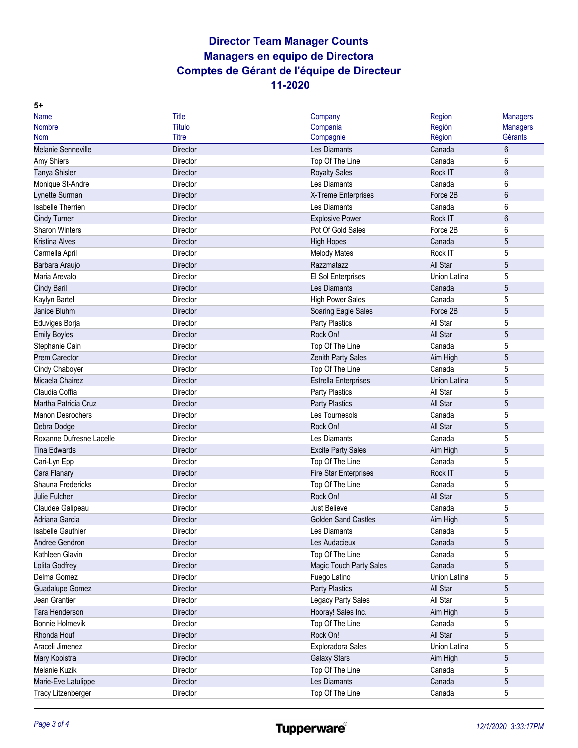# Director Team Manager Counts
# Managers en equipo de Directora
# Comptes de Gérant de l'équipe de Directeur
# 11-2020

**5+**

| Name<br>Nombre<br>Nom | Title<br>Título<br>Titre | Company<br>Compania<br>Compagnie | Region<br>Región<br>Région | Managers<br>Managers<br>Gérants |
|---|---|---|---|---|
| Melanie Senneville | Director | Les Diamants | Canada | 6 |
| Amy Shiers | Director | Top Of The Line | Canada | 6 |
| Tanya Shisler | Director | Royalty Sales | Rock IT | 6 |
| Monique St-Andre | Director | Les Diamants | Canada | 6 |
| Lynette Surman | Director | X-Treme Enterprises | Force 2B | 6 |
| Isabelle Therrien | Director | Les Diamants | Canada | 6 |
| Cindy Turner | Director | Explosive Power | Rock IT | 6 |
| Sharon Winters | Director | Pot Of Gold Sales | Force 2B | 6 |
| Kristina Alves | Director | High Hopes | Canada | 5 |
| Carmella April | Director | Melody Mates | Rock IT | 5 |
| Barbara Araujo | Director | Razzmatazz | All Star | 5 |
| Maria Arevalo | Director | El Sol Enterprises | Union Latina | 5 |
| Cindy Baril | Director | Les Diamants | Canada | 5 |
| Kaylyn Bartel | Director | High Power Sales | Canada | 5 |
| Janice Bluhm | Director | Soaring Eagle Sales | Force 2B | 5 |
| Eduviges Borja | Director | Party Plastics | All Star | 5 |
| Emily Boyles | Director | Rock On! | All Star | 5 |
| Stephanie Cain | Director | Top Of The Line | Canada | 5 |
| Prem Carector | Director | Zenith Party Sales | Aim High | 5 |
| Cindy Chaboyer | Director | Top Of The Line | Canada | 5 |
| Micaela Chairez | Director | Estrella Enterprises | Union Latina | 5 |
| Claudia Coffia | Director | Party Plastics | All Star | 5 |
| Martha Patricia Cruz | Director | Party Plastics | All Star | 5 |
| Manon Desrochers | Director | Les Tournesols | Canada | 5 |
| Debra Dodge | Director | Rock On! | All Star | 5 |
| Roxanne Dufresne Lacelle | Director | Les Diamants | Canada | 5 |
| Tina Edwards | Director | Excite Party Sales | Aim High | 5 |
| Cari-Lyn Epp | Director | Top Of The Line | Canada | 5 |
| Cara Flanary | Director | Fire Star Enterprises | Rock IT | 5 |
| Shauna Fredericks | Director | Top Of The Line | Canada | 5 |
| Julie Fulcher | Director | Rock On! | All Star | 5 |
| Claudee Galipeau | Director | Just Believe | Canada | 5 |
| Adriana Garcia | Director | Golden Sand Castles | Aim High | 5 |
| Isabelle Gauthier | Director | Les Diamants | Canada | 5 |
| Andree Gendron | Director | Les Audacieux | Canada | 5 |
| Kathleen Glavin | Director | Top Of The Line | Canada | 5 |
| Lolita Godfrey | Director | Magic Touch Party Sales | Canada | 5 |
| Delma Gomez | Director | Fuego Latino | Union Latina | 5 |
| Guadalupe Gomez | Director | Party Plastics | All Star | 5 |
| Jean Grantier | Director | Legacy Party Sales | All Star | 5 |
| Tara Henderson | Director | Hooray! Sales Inc. | Aim High | 5 |
| Bonnie Holmevik | Director | Top Of The Line | Canada | 5 |
| Rhonda Houf | Director | Rock On! | All Star | 5 |
| Araceli Jimenez | Director | Exploradora Sales | Union Latina | 5 |
| Mary Kooistra | Director | Galaxy Stars | Aim High | 5 |
| Melanie Kuzik | Director | Top Of The Line | Canada | 5 |
| Marie-Eve Latulippe | Director | Les Diamants | Canada | 5 |
| Tracy Litzenberger | Director | Top Of The Line | Canada | 5 |

Tupperware®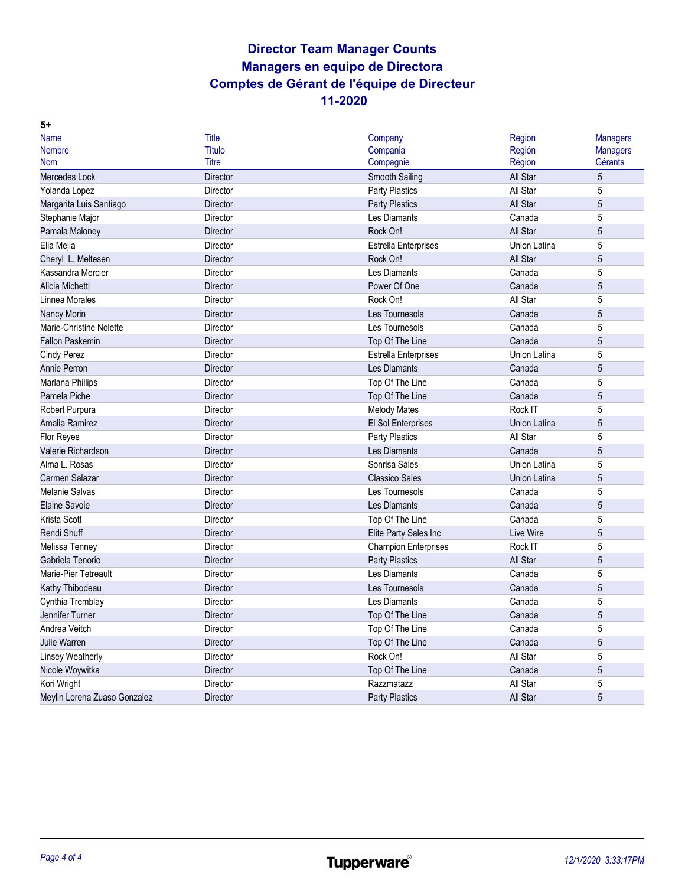# Director Team Manager Counts
# Managers en equipo de Directora
# Comptes de Gérant de l'équipe de Directeur
# 11-2020

**5+**

| Name<br>Nombre<br>Nom | Title<br>Título<br>Titre | Company<br>Compania<br>Compagnie | Region<br>Región<br>Région | Managers<br>Managers<br>Gérants |
|---|---|---|---|---|
| Mercedes Lock | Director | Smooth Sailing | All Star | 5 |
| Yolanda Lopez | Director | Party Plastics | All Star | 5 |
| Margarita Luis Santiago | Director | Party Plastics | All Star | 5 |
| Stephanie Major | Director | Les Diamants | Canada | 5 |
| Pamala Maloney | Director | Rock On! | All Star | 5 |
| Elia Mejia | Director | Estrella Enterprises | Union Latina | 5 |
| Cheryl L. Meltesen | Director | Rock On! | All Star | 5 |
| Kassandra Mercier | Director | Les Diamants | Canada | 5 |
| Alicia Michetti | Director | Power Of One | Canada | 5 |
| Linnea Morales | Director | Rock On! | All Star | 5 |
| Nancy Morin | Director | Les Tournesols | Canada | 5 |
| Marie-Christine Nolette | Director | Les Tournesols | Canada | 5 |
| Fallon Paskemin | Director | Top Of The Line | Canada | 5 |
| Cindy Perez | Director | Estrella Enterprises | Union Latina | 5 |
| Annie Perron | Director | Les Diamants | Canada | 5 |
| Marlana Phillips | Director | Top Of The Line | Canada | 5 |
| Pamela Piche | Director | Top Of The Line | Canada | 5 |
| Robert Purpura | Director | Melody Mates | Rock IT | 5 |
| Amalia Ramirez | Director | El Sol Enterprises | Union Latina | 5 |
| Flor Reyes | Director | Party Plastics | All Star | 5 |
| Valerie Richardson | Director | Les Diamants | Canada | 5 |
| Alma L. Rosas | Director | Sonrisa Sales | Union Latina | 5 |
| Carmen Salazar | Director | Classico Sales | Union Latina | 5 |
| Melanie Salvas | Director | Les Tournesols | Canada | 5 |
| Elaine Savoie | Director | Les Diamants | Canada | 5 |
| Krista Scott | Director | Top Of The Line | Canada | 5 |
| Rendi Shuff | Director | Elite Party Sales Inc | Live Wire | 5 |
| Melissa Tenney | Director | Champion Enterprises | Rock IT | 5 |
| Gabriela Tenorio | Director | Party Plastics | All Star | 5 |
| Marie-Pier Tetreault | Director | Les Diamants | Canada | 5 |
| Kathy Thibodeau | Director | Les Tournesols | Canada | 5 |
| Cynthia Tremblay | Director | Les Diamants | Canada | 5 |
| Jennifer Turner | Director | Top Of The Line | Canada | 5 |
| Andrea Veitch | Director | Top Of The Line | Canada | 5 |
| Julie Warren | Director | Top Of The Line | Canada | 5 |
| Linsey Weatherly | Director | Rock On! | All Star | 5 |
| Nicole Woywitka | Director | Top Of The Line | Canada | 5 |
| Kori Wright | Director | Razzmatazz | All Star | 5 |
| Meylin Lorena Zuaso Gonzalez | Director | Party Plastics | All Star | 5 |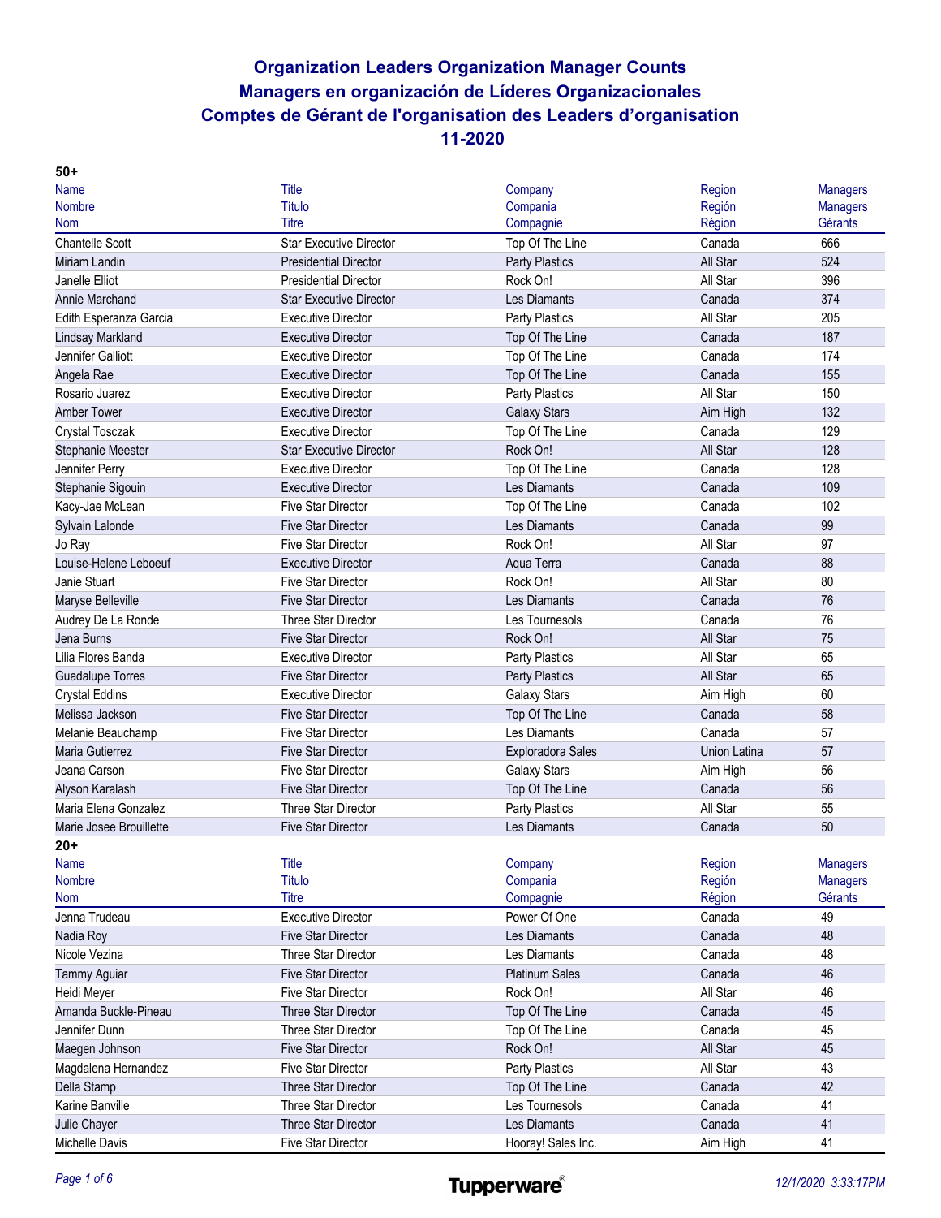# Organization Leaders Organization Manager Counts
# Managers en organización de Líderes Organizacionales
# Comptes de Gérant de l'organisation des Leaders d'organisation
# 11-2020

**50+**

| Name<br>Nombre<br>Nom | Title<br>Título<br>Titre | Company<br>Compania<br>Compagnie | Region<br>Región<br>Région | Managers<br>Managers<br>Gérants |
|---|---|---|---|---|
| Chantelle Scott | Star Executive Director | Top Of The Line | Canada | 666 |
| Miriam Landin | Presidential Director | Party Plastics | All Star | 524 |
| Janelle Elliot | Presidential Director | Rock On! | All Star | 396 |
| Annie Marchand | Star Executive Director | Les Diamants | Canada | 374 |
| Edith Esperanza Garcia | Executive Director | Party Plastics | All Star | 205 |
| Lindsay Markland | Executive Director | Top Of The Line | Canada | 187 |
| Jennifer Galliott | Executive Director | Top Of The Line | Canada | 174 |
| Angela Rae | Executive Director | Top Of The Line | Canada | 155 |
| Rosario Juarez | Executive Director | Party Plastics | All Star | 150 |
| Amber Tower | Executive Director | Galaxy Stars | Aim High | 132 |
| Crystal Tosczak | Executive Director | Top Of The Line | Canada | 129 |
| Stephanie Meester | Star Executive Director | Rock On! | All Star | 128 |
| Jennifer Perry | Executive Director | Top Of The Line | Canada | 128 |
| Stephanie Sigouin | Executive Director | Les Diamants | Canada | 109 |
| Kacy-Jae McLean | Five Star Director | Top Of The Line | Canada | 102 |
| Sylvain Lalonde | Five Star Director | Les Diamants | Canada | 99 |
| Jo Ray | Five Star Director | Rock On! | All Star | 97 |
| Louise-Helene Leboeuf | Executive Director | Aqua Terra | Canada | 88 |
| Janie Stuart | Five Star Director | Rock On! | All Star | 80 |
| Maryse Belleville | Five Star Director | Les Diamants | Canada | 76 |
| Audrey De La Ronde | Three Star Director | Les Tournesols | Canada | 76 |
| Jena Burns | Five Star Director | Rock On! | All Star | 75 |
| Lilia Flores Banda | Executive Director | Party Plastics | All Star | 65 |
| Guadalupe Torres | Five Star Director | Party Plastics | All Star | 65 |
| Crystal Eddins | Executive Director | Galaxy Stars | Aim High | 60 |
| Melissa Jackson | Five Star Director | Top Of The Line | Canada | 58 |
| Melanie Beauchamp | Five Star Director | Les Diamants | Canada | 57 |
| Maria Gutierrez | Five Star Director | Exploradora Sales | Union Latina | 57 |
| Jeana Carson | Five Star Director | Galaxy Stars | Aim High | 56 |
| Alyson Karalash | Five Star Director | Top Of The Line | Canada | 56 |
| Maria Elena Gonzalez | Three Star Director | Party Plastics | All Star | 55 |
| Marie Josee Brouillette | Five Star Director | Les Diamants | Canada | 50 |

**20+**

| Name<br>Nombre<br>Nom | Title<br>Título<br>Titre | Company<br>Compania<br>Compagnie | Region<br>Región<br>Région | Managers<br>Managers<br>Gérants |
|---|---|---|---|---|
| Jenna Trudeau | Executive Director | Power Of One | Canada | 49 |
| Nadia Roy | Five Star Director | Les Diamants | Canada | 48 |
| Nicole Vezina | Three Star Director | Les Diamants | Canada | 48 |
| Tammy Aguiar | Five Star Director | Platinum Sales | Canada | 46 |
| Heidi Meyer | Five Star Director | Rock On! | All Star | 46 |
| Amanda Buckle-Pineau | Three Star Director | Top Of The Line | Canada | 45 |
| Jennifer Dunn | Three Star Director | Top Of The Line | Canada | 45 |
| Maegen Johnson | Five Star Director | Rock On! | All Star | 45 |
| Magdalena Hernandez | Five Star Director | Party Plastics | All Star | 43 |
| Della Stamp | Three Star Director | Top Of The Line | Canada | 42 |
| Karine Banville | Three Star Director | Les Tournesols | Canada | 41 |
| Julie Chayer | Three Star Director | Les Diamants | Canada | 41 |
| Michelle Davis | Five Star Director | Hooray! Sales Inc. | Aim High | 41 |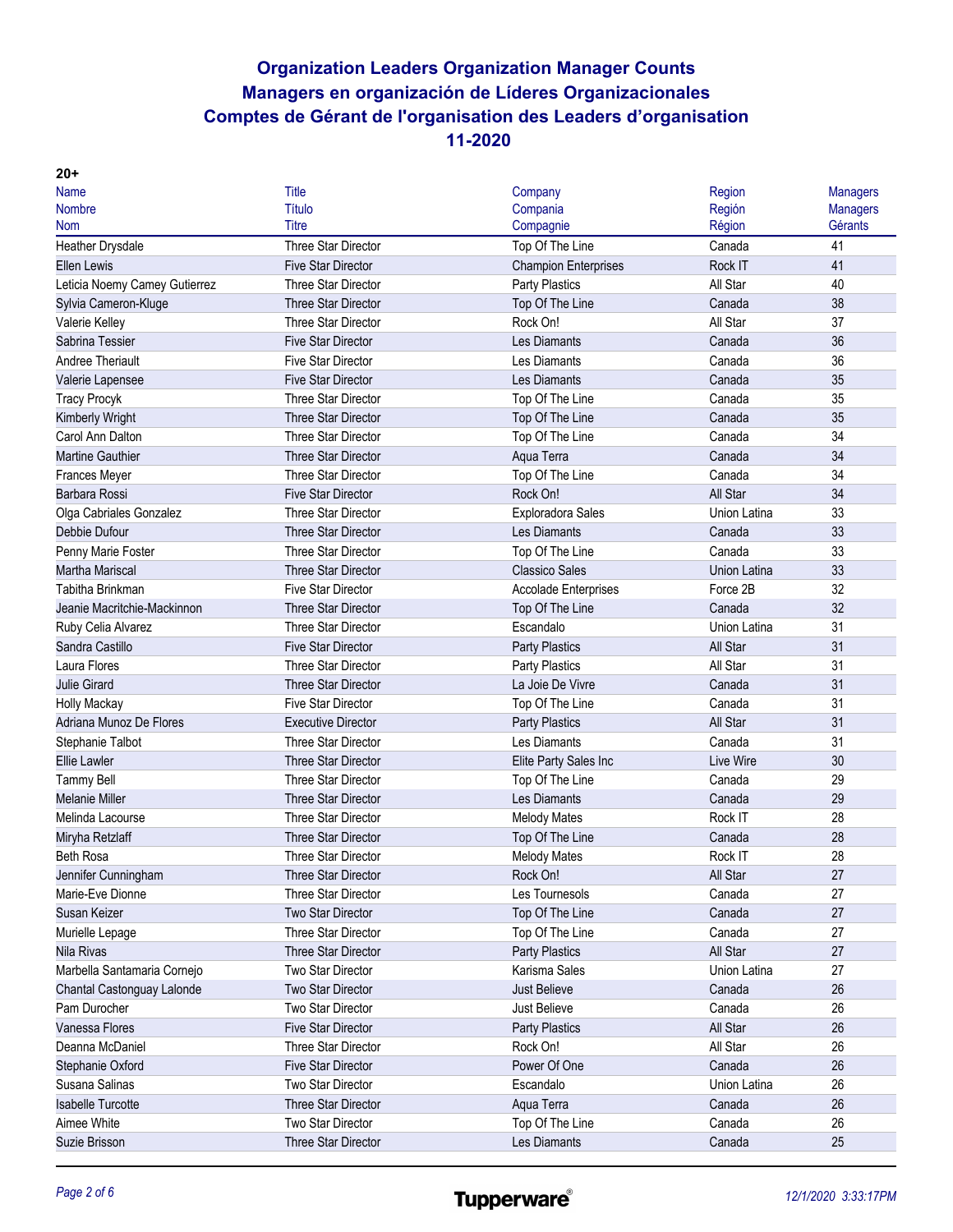# Organization Leaders Organization Manager Counts
# Managers en organización de Líderes Organizacionales
# Comptes de Gérant de l'organisation des Leaders d'organisation
# 11-2020

**20+**

| Name<br>Nombre<br>Nom | Title<br>Título<br>Titre | Company<br>Compania<br>Compagnie | Region<br>Región<br>Région | Managers<br>Managers<br>Gérants |
|---|---|---|---|---|
| Heather Drysdale | Three Star Director | Top Of The Line | Canada | 41 |
| Ellen Lewis | Five Star Director | Champion Enterprises | Rock IT | 41 |
| Leticia Noemy Camey Gutierrez | Three Star Director | Party Plastics | All Star | 40 |
| Sylvia Cameron-Kluge | Three Star Director | Top Of The Line | Canada | 38 |
| Valerie Kelley | Three Star Director | Rock On! | All Star | 37 |
| Sabrina Tessier | Five Star Director | Les Diamants | Canada | 36 |
| Andree Theriault | Five Star Director | Les Diamants | Canada | 36 |
| Valerie Lapensee | Five Star Director | Les Diamants | Canada | 35 |
| Tracy Procyk | Three Star Director | Top Of The Line | Canada | 35 |
| Kimberly Wright | Three Star Director | Top Of The Line | Canada | 35 |
| Carol Ann Dalton | Three Star Director | Top Of The Line | Canada | 34 |
| Martine Gauthier | Three Star Director | Aqua Terra | Canada | 34 |
| Frances Meyer | Three Star Director | Top Of The Line | Canada | 34 |
| Barbara Rossi | Five Star Director | Rock On! | All Star | 34 |
| Olga Cabriales Gonzalez | Three Star Director | Exploradora Sales | Union Latina | 33 |
| Debbie Dufour | Three Star Director | Les Diamants | Canada | 33 |
| Penny Marie Foster | Three Star Director | Top Of The Line | Canada | 33 |
| Martha Mariscal | Three Star Director | Classico Sales | Union Latina | 33 |
| Tabitha Brinkman | Five Star Director | Accolade Enterprises | Force 2B | 32 |
| Jeanie Macritchie-Mackinnon | Three Star Director | Top Of The Line | Canada | 32 |
| Ruby Celia Alvarez | Three Star Director | Escandalo | Union Latina | 31 |
| Sandra Castillo | Five Star Director | Party Plastics | All Star | 31 |
| Laura Flores | Three Star Director | Party Plastics | All Star | 31 |
| Julie Girard | Three Star Director | La Joie De Vivre | Canada | 31 |
| Holly Mackay | Five Star Director | Top Of The Line | Canada | 31 |
| Adriana Munoz De Flores | Executive Director | Party Plastics | All Star | 31 |
| Stephanie Talbot | Three Star Director | Les Diamants | Canada | 31 |
| Ellie Lawler | Three Star Director | Elite Party Sales Inc | Live Wire | 30 |
| Tammy Bell | Three Star Director | Top Of The Line | Canada | 29 |
| Melanie Miller | Three Star Director | Les Diamants | Canada | 29 |
| Melinda Lacourse | Three Star Director | Melody Mates | Rock IT | 28 |
| Miryha Retzlaff | Three Star Director | Top Of The Line | Canada | 28 |
| Beth Rosa | Three Star Director | Melody Mates | Rock IT | 28 |
| Jennifer Cunningham | Three Star Director | Rock On! | All Star | 27 |
| Marie-Eve Dionne | Three Star Director | Les Tournesols | Canada | 27 |
| Susan Keizer | Two Star Director | Top Of The Line | Canada | 27 |
| Murielle Lepage | Three Star Director | Top Of The Line | Canada | 27 |
| Nila Rivas | Three Star Director | Party Plastics | All Star | 27 |
| Marbella Santamaria Cornejo | Two Star Director | Karisma Sales | Union Latina | 27 |
| Chantal Castonguay Lalonde | Two Star Director | Just Believe | Canada | 26 |
| Pam Durocher | Two Star Director | Just Believe | Canada | 26 |
| Vanessa Flores | Five Star Director | Party Plastics | All Star | 26 |
| Deanna McDaniel | Three Star Director | Rock On! | All Star | 26 |
| Stephanie Oxford | Five Star Director | Power Of One | Canada | 26 |
| Susana Salinas | Two Star Director | Escandalo | Union Latina | 26 |
| Isabelle Turcotte | Three Star Director | Aqua Terra | Canada | 26 |
| Aimee White | Two Star Director | Top Of The Line | Canada | 26 |
| Suzie Brisson | Three Star Director | Les Diamants | Canada | 25 |

Tupperware®

*12/1/2020 3:33:17PM*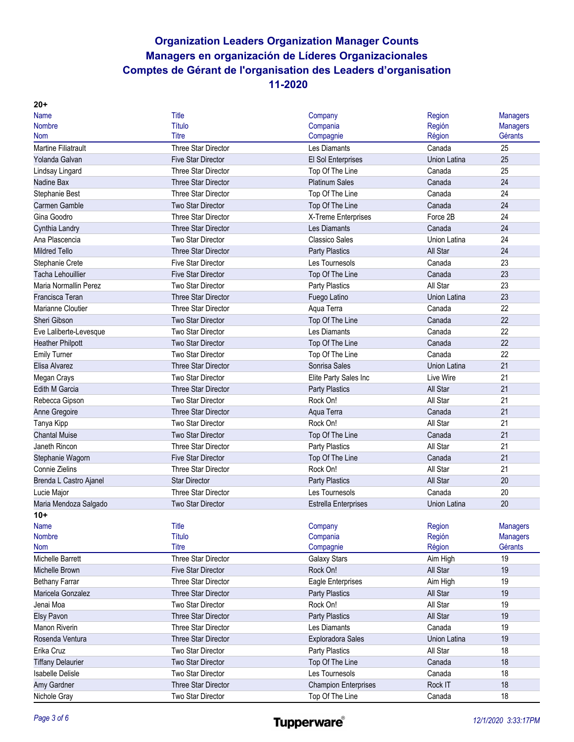# Organization Leaders Organization Manager Counts
# Managers en organización de Líderes Organizacionales
# Comptes de Gérant de l'organisation des Leaders d'organisation
# 11-2020

**20+**

| Name<br>Nombre<br>Nom | Title<br>Título<br>Titre | Company<br>Compania<br>Compagnie | Region<br>Región<br>Région | Managers<br>Managers<br>Gérants |
|---|---|---|---|---|
| Martine Filiatrault | Three Star Director | Les Diamants | Canada | 25 |
| Yolanda Galvan | Five Star Director | El Sol Enterprises | Union Latina | 25 |
| Lindsay Lingard | Three Star Director | Top Of The Line | Canada | 25 |
| Nadine Bax | Three Star Director | Platinum Sales | Canada | 24 |
| Stephanie Best | Three Star Director | Top Of The Line | Canada | 24 |
| Carmen Gamble | Two Star Director | Top Of The Line | Canada | 24 |
| Gina Goodro | Three Star Director | X-Treme Enterprises | Force 2B | 24 |
| Cynthia Landry | Three Star Director | Les Diamants | Canada | 24 |
| Ana Plascencia | Two Star Director | Classico Sales | Union Latina | 24 |
| Mildred Tello | Three Star Director | Party Plastics | All Star | 24 |
| Stephanie Crete | Five Star Director | Les Tournesols | Canada | 23 |
| Tacha Lehouillier | Five Star Director | Top Of The Line | Canada | 23 |
| Maria Normallin Perez | Two Star Director | Party Plastics | All Star | 23 |
| Francisca Teran | Three Star Director | Fuego Latino | Union Latina | 23 |
| Marianne Cloutier | Three Star Director | Aqua Terra | Canada | 22 |
| Sheri Gibson | Two Star Director | Top Of The Line | Canada | 22 |
| Eve Laliberte-Levesque | Two Star Director | Les Diamants | Canada | 22 |
| Heather Philpott | Two Star Director | Top Of The Line | Canada | 22 |
| Emily Turner | Two Star Director | Top Of The Line | Canada | 22 |
| Elisa Alvarez | Three Star Director | Sonrisa Sales | Union Latina | 21 |
| Megan Crays | Two Star Director | Elite Party Sales Inc | Live Wire | 21 |
| Edith M Garcia | Three Star Director | Party Plastics | All Star | 21 |
| Rebecca Gipson | Two Star Director | Rock On! | All Star | 21 |
| Anne Gregoire | Three Star Director | Aqua Terra | Canada | 21 |
| Tanya Kipp | Two Star Director | Rock On! | All Star | 21 |
| Chantal Muise | Two Star Director | Top Of The Line | Canada | 21 |
| Janeth Rincon | Three Star Director | Party Plastics | All Star | 21 |
| Stephanie Wagorn | Five Star Director | Top Of The Line | Canada | 21 |
| Connie Zielins | Three Star Director | Rock On! | All Star | 21 |
| Brenda L Castro Ajanel | Star Director | Party Plastics | All Star | 20 |
| Lucie Major | Three Star Director | Les Tournesols | Canada | 20 |
| Maria Mendoza Salgado | Two Star Director | Estrella Enterprises | Union Latina | 20 |

**10+**

| Name<br>Nombre<br>Nom | Title<br>Título<br>Titre | Company<br>Compania<br>Compagnie | Region<br>Región<br>Région | Managers<br>Managers<br>Gérants |
|---|---|---|---|---|
| Michelle Barrett | Three Star Director | Galaxy Stars | Aim High | 19 |
| Michelle Brown | Five Star Director | Rock On! | All Star | 19 |
| Bethany Farrar | Three Star Director | Eagle Enterprises | Aim High | 19 |
| Maricela Gonzalez | Three Star Director | Party Plastics | All Star | 19 |
| Jenai Moa | Two Star Director | Rock On! | All Star | 19 |
| Elsy Pavon | Three Star Director | Party Plastics | All Star | 19 |
| Manon Riverin | Three Star Director | Les Diamants | Canada | 19 |
| Rosenda Ventura | Three Star Director | Exploradora Sales | Union Latina | 19 |
| Erika Cruz | Two Star Director | Party Plastics | All Star | 18 |
| Tiffany Delaurier | Two Star Director | Top Of The Line | Canada | 18 |
| Isabelle Delisle | Two Star Director | Les Tournesols | Canada | 18 |
| Amy Gardner | Three Star Director | Champion Enterprises | Rock IT | 18 |
| Nichole Gray | Two Star Director | Top Of The Line | Canada | 18 |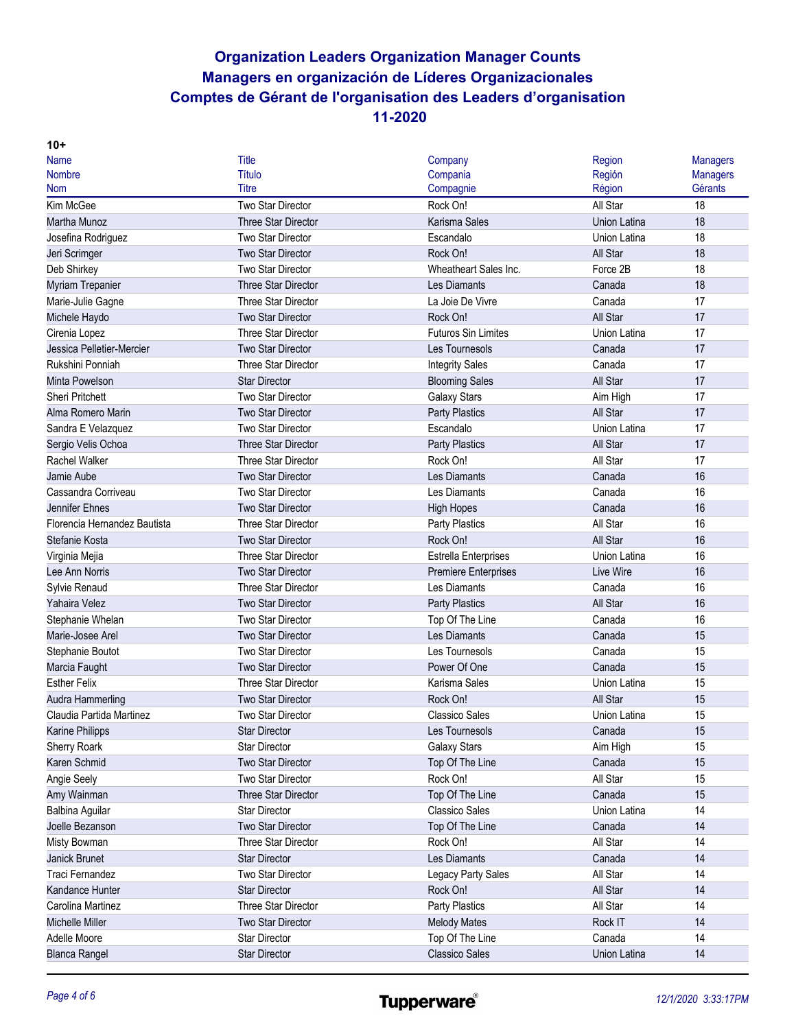# Organization Leaders Organization Manager Counts
# Managers en organización de Líderes Organizacionales
# Comptes de Gérant de l'organisation des Leaders d'organisation
# 11-2020

**10+**

| Name<br>Nombre<br>Nom | Title<br>Título<br>Titre | Company<br>Compania<br>Compagnie | Region<br>Región<br>Région | Managers<br>Managers<br>Gérants |
|---|---|---|---|---|
| Kim McGee | Two Star Director | Rock On! | All Star | 18 |
| Martha Munoz | Three Star Director | Karisma Sales | Union Latina | 18 |
| Josefina Rodriguez | Two Star Director | Escandalo | Union Latina | 18 |
| Jeri Scrimger | Two Star Director | Rock On! | All Star | 18 |
| Deb Shirkey | Two Star Director | Wheatheart Sales Inc. | Force 2B | 18 |
| Myriam Trepanier | Three Star Director | Les Diamants | Canada | 18 |
| Marie-Julie Gagne | Three Star Director | La Joie De Vivre | Canada | 17 |
| Michele Haydo | Two Star Director | Rock On! | All Star | 17 |
| Cirenia Lopez | Three Star Director | Futuros Sin Limites | Union Latina | 17 |
| Jessica Pelletier-Mercier | Two Star Director | Les Tournesols | Canada | 17 |
| Rukshini Ponniah | Three Star Director | Integrity Sales | Canada | 17 |
| Minta Powelson | Star Director | Blooming Sales | All Star | 17 |
| Sheri Pritchett | Two Star Director | Galaxy Stars | Aim High | 17 |
| Alma Romero Marin | Two Star Director | Party Plastics | All Star | 17 |
| Sandra E Velazquez | Two Star Director | Escandalo | Union Latina | 17 |
| Sergio Velis Ochoa | Three Star Director | Party Plastics | All Star | 17 |
| Rachel Walker | Three Star Director | Rock On! | All Star | 17 |
| Jamie Aube | Two Star Director | Les Diamants | Canada | 16 |
| Cassandra Corriveau | Two Star Director | Les Diamants | Canada | 16 |
| Jennifer Ehnes | Two Star Director | High Hopes | Canada | 16 |
| Florencia Hernandez Bautista | Three Star Director | Party Plastics | All Star | 16 |
| Stefanie Kosta | Two Star Director | Rock On! | All Star | 16 |
| Virginia Mejia | Three Star Director | Estrella Enterprises | Union Latina | 16 |
| Lee Ann Norris | Two Star Director | Premiere Enterprises | Live Wire | 16 |
| Sylvie Renaud | Three Star Director | Les Diamants | Canada | 16 |
| Yahaira Velez | Two Star Director | Party Plastics | All Star | 16 |
| Stephanie Whelan | Two Star Director | Top Of The Line | Canada | 16 |
| Marie-Josee Arel | Two Star Director | Les Diamants | Canada | 15 |
| Stephanie Boutot | Two Star Director | Les Tournesols | Canada | 15 |
| Marcia Faught | Two Star Director | Power Of One | Canada | 15 |
| Esther Felix | Three Star Director | Karisma Sales | Union Latina | 15 |
| Audra Hammerling | Two Star Director | Rock On! | All Star | 15 |
| Claudia Partida Martinez | Two Star Director | Classico Sales | Union Latina | 15 |
| Karine Philipps | Star Director | Les Tournesols | Canada | 15 |
| Sherry Roark | Star Director | Galaxy Stars | Aim High | 15 |
| Karen Schmid | Two Star Director | Top Of The Line | Canada | 15 |
| Angie Seely | Two Star Director | Rock On! | All Star | 15 |
| Amy Wainman | Three Star Director | Top Of The Line | Canada | 15 |
| Balbina Aguilar | Star Director | Classico Sales | Union Latina | 14 |
| Joelle Bezanson | Two Star Director | Top Of The Line | Canada | 14 |
| Misty Bowman | Three Star Director | Rock On! | All Star | 14 |
| Janick Brunet | Star Director | Les Diamants | Canada | 14 |
| Traci Fernandez | Two Star Director | Legacy Party Sales | All Star | 14 |
| Kandance Hunter | Star Director | Rock On! | All Star | 14 |
| Carolina Martinez | Three Star Director | Party Plastics | All Star | 14 |
| Michelle Miller | Two Star Director | Melody Mates | Rock IT | 14 |
| Adelle Moore | Star Director | Top Of The Line | Canada | 14 |
| Blanca Rangel | Star Director | Classico Sales | Union Latina | 14 |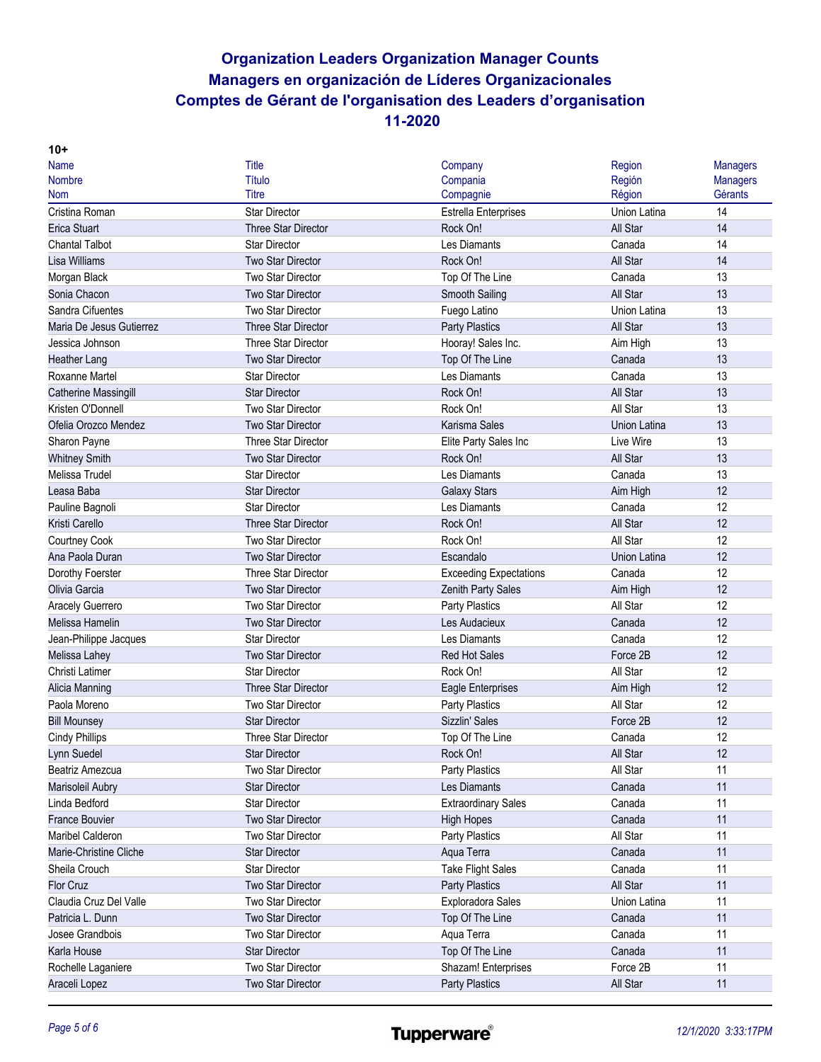# Organization Leaders Organization Manager Counts
# Managers en organización de Líderes Organizacionales
# Comptes de Gérant de l'organisation des Leaders d'organisation
# 11-2020

**10+**

| Name<br>Nombre<br>Nom | Title<br>Título<br>Titre | Company<br>Compania<br>Compagnie | Region<br>Región<br>Région | Managers<br>Managers<br>Gérants |
|---|---|---|---|---|
| Cristina Roman | Star Director | Estrella Enterprises | Union Latina | 14 |
| Erica Stuart | Three Star Director | Rock On! | All Star | 14 |
| Chantal Talbot | Star Director | Les Diamants | Canada | 14 |
| Lisa Williams | Two Star Director | Rock On! | All Star | 14 |
| Morgan Black | Two Star Director | Top Of The Line | Canada | 13 |
| Sonia Chacon | Two Star Director | Smooth Sailing | All Star | 13 |
| Sandra Cifuentes | Two Star Director | Fuego Latino | Union Latina | 13 |
| Maria De Jesus Gutierrez | Three Star Director | Party Plastics | All Star | 13 |
| Jessica Johnson | Three Star Director | Hooray! Sales Inc. | Aim High | 13 |
| Heather Lang | Two Star Director | Top Of The Line | Canada | 13 |
| Roxanne Martel | Star Director | Les Diamants | Canada | 13 |
| Catherine Massingill | Star Director | Rock On! | All Star | 13 |
| Kristen O'Donnell | Two Star Director | Rock On! | All Star | 13 |
| Ofelia Orozco Mendez | Two Star Director | Karisma Sales | Union Latina | 13 |
| Sharon Payne | Three Star Director | Elite Party Sales Inc | Live Wire | 13 |
| Whitney Smith | Two Star Director | Rock On! | All Star | 13 |
| Melissa Trudel | Star Director | Les Diamants | Canada | 13 |
| Leasa Baba | Star Director | Galaxy Stars | Aim High | 12 |
| Pauline Bagnoli | Star Director | Les Diamants | Canada | 12 |
| Kristi Carello | Three Star Director | Rock On! | All Star | 12 |
| Courtney Cook | Two Star Director | Rock On! | All Star | 12 |
| Ana Paola Duran | Two Star Director | Escandalo | Union Latina | 12 |
| Dorothy Foerster | Three Star Director | Exceeding Expectations | Canada | 12 |
| Olivia Garcia | Two Star Director | Zenith Party Sales | Aim High | 12 |
| Aracely Guerrero | Two Star Director | Party Plastics | All Star | 12 |
| Melissa Hamelin | Two Star Director | Les Audacieux | Canada | 12 |
| Jean-Philippe Jacques | Star Director | Les Diamants | Canada | 12 |
| Melissa Lahey | Two Star Director | Red Hot Sales | Force 2B | 12 |
| Christi Latimer | Star Director | Rock On! | All Star | 12 |
| Alicia Manning | Three Star Director | Eagle Enterprises | Aim High | 12 |
| Paola Moreno | Two Star Director | Party Plastics | All Star | 12 |
| Bill Mounsey | Star Director | Sizzlin' Sales | Force 2B | 12 |
| Cindy Phillips | Three Star Director | Top Of The Line | Canada | 12 |
| Lynn Suedel | Star Director | Rock On! | All Star | 12 |
| Beatriz Amezcua | Two Star Director | Party Plastics | All Star | 11 |
| Marisoleil Aubry | Star Director | Les Diamants | Canada | 11 |
| Linda Bedford | Star Director | Extraordinary Sales | Canada | 11 |
| France Bouvier | Two Star Director | High Hopes | Canada | 11 |
| Maribel Calderon | Two Star Director | Party Plastics | All Star | 11 |
| Marie-Christine Cliche | Star Director | Aqua Terra | Canada | 11 |
| Sheila Crouch | Star Director | Take Flight Sales | Canada | 11 |
| Flor Cruz | Two Star Director | Party Plastics | All Star | 11 |
| Claudia Cruz Del Valle | Two Star Director | Exploradora Sales | Union Latina | 11 |
| Patricia L. Dunn | Two Star Director | Top Of The Line | Canada | 11 |
| Josee Grandbois | Two Star Director | Aqua Terra | Canada | 11 |
| Karla House | Star Director | Top Of The Line | Canada | 11 |
| Rochelle Laganiere | Two Star Director | Shazam! Enterprises | Force 2B | 11 |
| Araceli Lopez | Two Star Director | Party Plastics | All Star | 11 |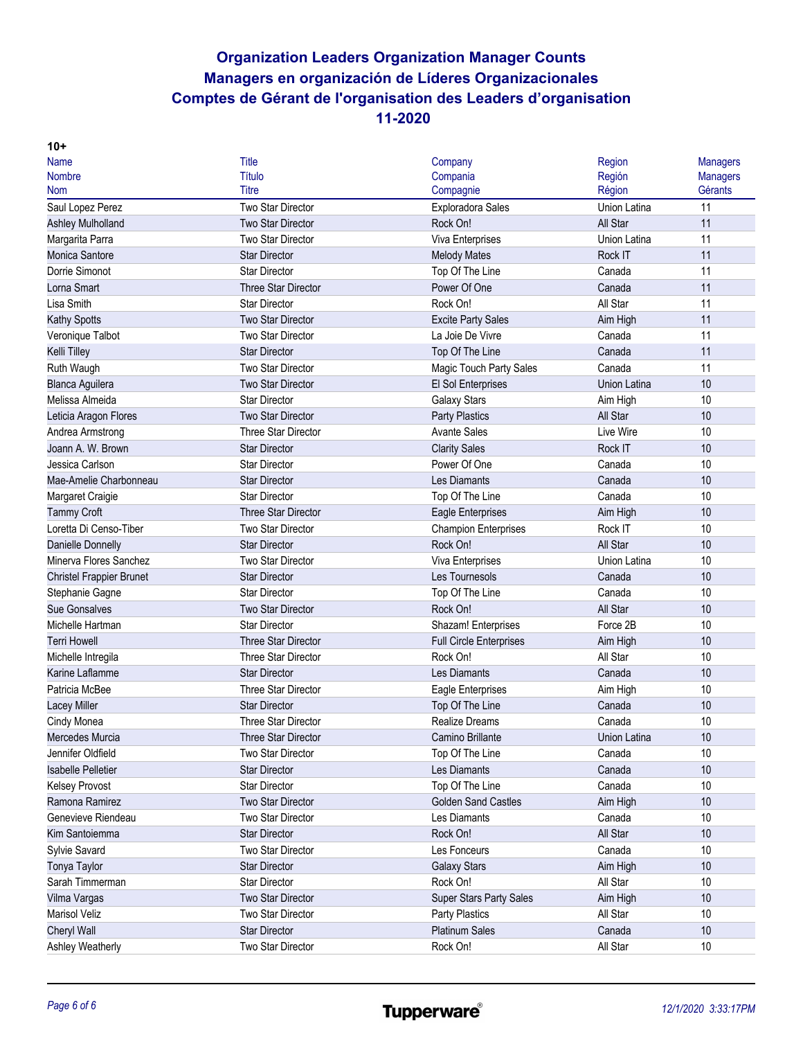# Organization Leaders Organization Manager Counts
# Managers en organización de Líderes Organizacionales
# Comptes de Gérant de l'organisation des Leaders d'organisation
# 11-2020

**10+**

| Name<br>Nombre<br>Nom | Title<br>Título<br>Titre | Company<br>Compania<br>Compagnie | Region<br>Región<br>Région | Managers<br>Managers<br>Gérants |
|---|---|---|---|---|
| Saul Lopez Perez | Two Star Director | Exploradora Sales | Union Latina | 11 |
| Ashley Mulholland | Two Star Director | Rock On! | All Star | 11 |
| Margarita Parra | Two Star Director | Viva Enterprises | Union Latina | 11 |
| Monica Santore | Star Director | Melody Mates | Rock IT | 11 |
| Dorrie Simonot | Star Director | Top Of The Line | Canada | 11 |
| Lorna Smart | Three Star Director | Power Of One | Canada | 11 |
| Lisa Smith | Star Director | Rock On! | All Star | 11 |
| Kathy Spotts | Two Star Director | Excite Party Sales | Aim High | 11 |
| Veronique Talbot | Two Star Director | La Joie De Vivre | Canada | 11 |
| Kelli Tilley | Star Director | Top Of The Line | Canada | 11 |
| Ruth Waugh | Two Star Director | Magic Touch Party Sales | Canada | 11 |
| Blanca Aguilera | Two Star Director | El Sol Enterprises | Union Latina | 10 |
| Melissa Almeida | Star Director | Galaxy Stars | Aim High | 10 |
| Leticia Aragon Flores | Two Star Director | Party Plastics | All Star | 10 |
| Andrea Armstrong | Three Star Director | Avante Sales | Live Wire | 10 |
| Joann A. W. Brown | Star Director | Clarity Sales | Rock IT | 10 |
| Jessica Carlson | Star Director | Power Of One | Canada | 10 |
| Mae-Amelie Charbonneau | Star Director | Les Diamants | Canada | 10 |
| Margaret Craigie | Star Director | Top Of The Line | Canada | 10 |
| Tammy Croft | Three Star Director | Eagle Enterprises | Aim High | 10 |
| Loretta Di Censo-Tiber | Two Star Director | Champion Enterprises | Rock IT | 10 |
| Danielle Donnelly | Star Director | Rock On! | All Star | 10 |
| Minerva Flores Sanchez | Two Star Director | Viva Enterprises | Union Latina | 10 |
| Christel Frappier Brunet | Star Director | Les Tournesols | Canada | 10 |
| Stephanie Gagne | Star Director | Top Of The Line | Canada | 10 |
| Sue Gonsalves | Two Star Director | Rock On! | All Star | 10 |
| Michelle Hartman | Star Director | Shazam! Enterprises | Force 2B | 10 |
| Terri Howell | Three Star Director | Full Circle Enterprises | Aim High | 10 |
| Michelle Intregila | Three Star Director | Rock On! | All Star | 10 |
| Karine Laflamme | Star Director | Les Diamants | Canada | 10 |
| Patricia McBee | Three Star Director | Eagle Enterprises | Aim High | 10 |
| Lacey Miller | Star Director | Top Of The Line | Canada | 10 |
| Cindy Monea | Three Star Director | Realize Dreams | Canada | 10 |
| Mercedes Murcia | Three Star Director | Camino Brillante | Union Latina | 10 |
| Jennifer Oldfield | Two Star Director | Top Of The Line | Canada | 10 |
| Isabelle Pelletier | Star Director | Les Diamants | Canada | 10 |
| Kelsey Provost | Star Director | Top Of The Line | Canada | 10 |
| Ramona Ramirez | Two Star Director | Golden Sand Castles | Aim High | 10 |
| Genevieve Riendeau | Two Star Director | Les Diamants | Canada | 10 |
| Kim Santoiemma | Star Director | Rock On! | All Star | 10 |
| Sylvie Savard | Two Star Director | Les Fonceurs | Canada | 10 |
| Tonya Taylor | Star Director | Galaxy Stars | Aim High | 10 |
| Sarah Timmerman | Star Director | Rock On! | All Star | 10 |
| Vilma Vargas | Two Star Director | Super Stars Party Sales | Aim High | 10 |
| Marisol Veliz | Two Star Director | Party Plastics | All Star | 10 |
| Cheryl Wall | Star Director | Platinum Sales | Canada | 10 |
| Ashley Weatherly | Two Star Director | Rock On! | All Star | 10 |